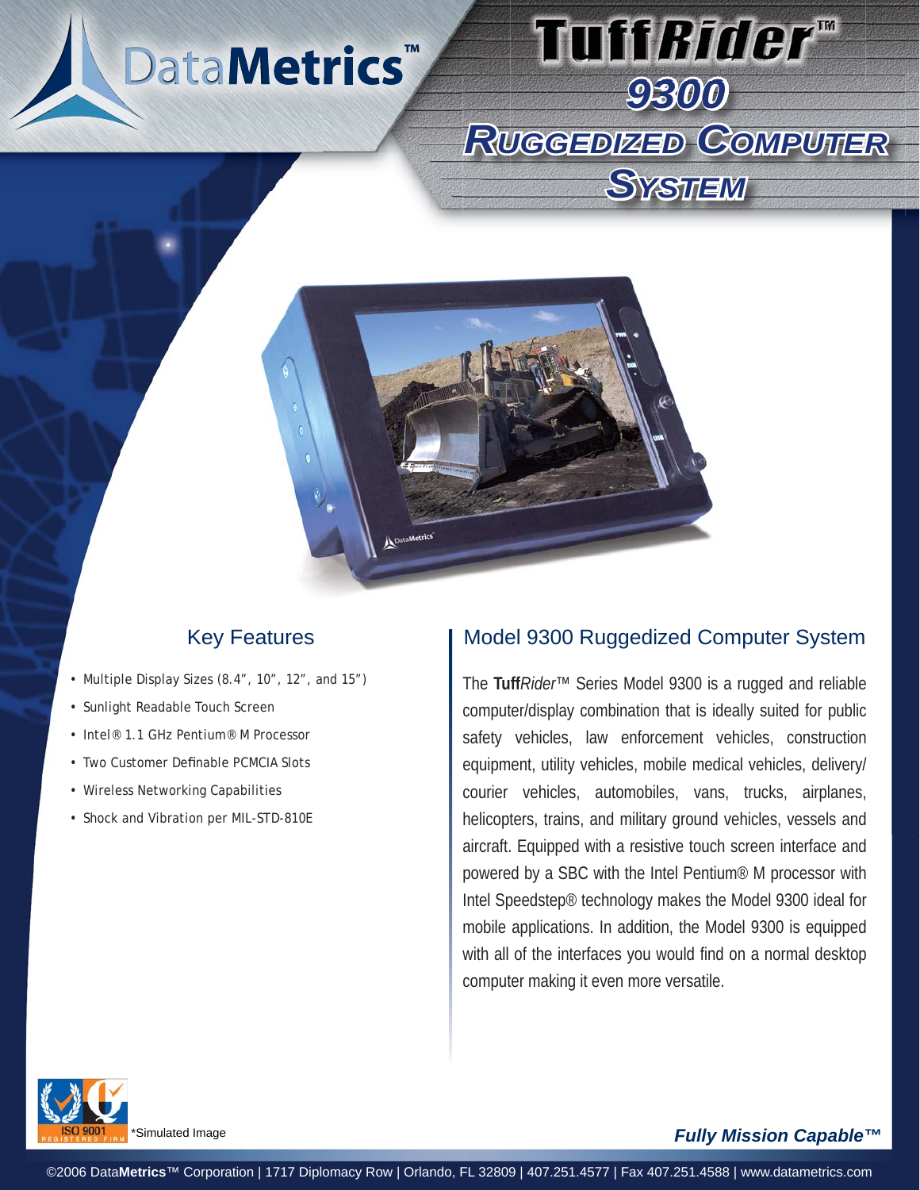DataMetrics™

# TuffRider™ 9300 Ruggedized Computer System

## Key Features

- Multiple Display Sizes (8.4", 10", 12", and 15")
- Sunlight Readable Touch Screen
- Intel® 1.1 GHz Pentium® M Processor
- Two Customer Definable PCMCIA Slots
- Wireless Networking Capabilities
- Shock and Vibration per MIL-STD-810E

## Model 9300 Ruggedized Computer System

The **Tuff***Rider*™ Series Model 9300 is a rugged and reliable computer/display combination that is ideally suited for public safety vehicles, law enforcement vehicles, construction equipment, utility vehicles, mobile medical vehicles, delivery/courier vehicles, automobiles, vans, trucks, airplanes, helicopters, trains, and military ground vehicles, vessels and aircraft. Equipped with a resistive touch screen interface and powered by a SBC with the Intel Pentium® M processor with Intel Speedstep® technology makes the Model 9300 ideal for mobile applications. In addition, the Model 9300 is equipped with all of the interfaces you would find on a normal desktop computer making it even more versatile.

ISO 9001 REGISTERED FIRM

*Simulated Image

***Fully Mission Capable™***

©2006 Data**Metrics**™ Corporation | 1717 Diplomacy Row | Orlando, FL 32809 | 407.251.4577 | Fax 407.251.4588 | www.datametrics.com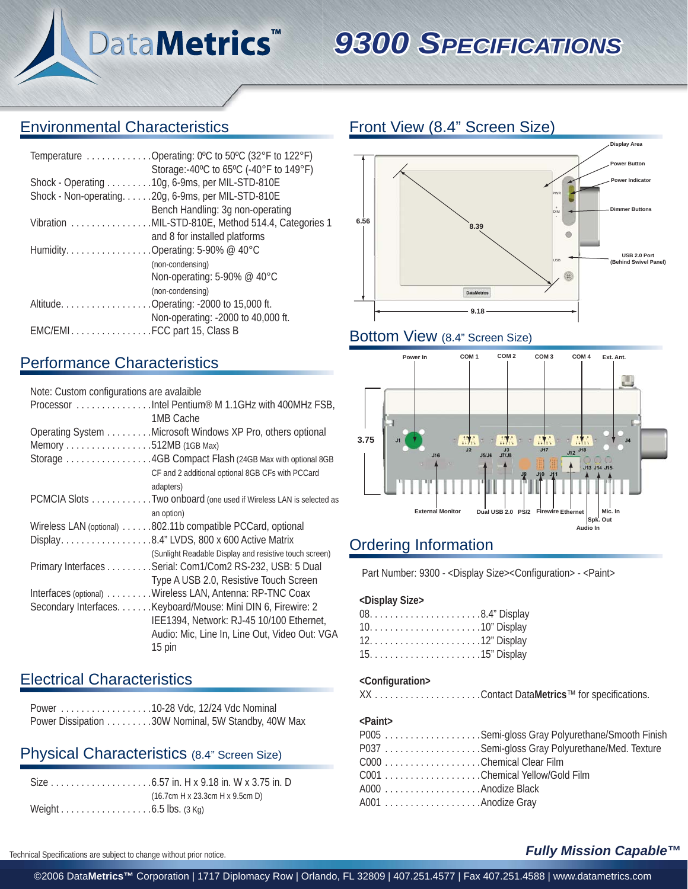# DataMetrics™ 9300 SPECIFICATIONS

## Environmental Characteristics

| | |
|---|---|
| Temperature | Operating: 0ºC to 50ºC (32°F to 122°F) Storage:-40ºC to 65ºC (-40°F to 149°F) |
| Shock - Operating | 10g, 6-9ms, per MIL-STD-810E |
| Shock - Non-operating | 20g, 6-9ms, per MIL-STD-810E Bench Handling: 3g non-operating |
| Vibration | MIL-STD-810E, Method 514.4, Categories 1 and 8 for installed platforms |
| Humidity | Operating: 5-90% @ 40°C (non-condensing) Non-operating: 5-90% @ 40°C (non-condensing) |
| Altitude | Operating: -2000 to 15,000 ft. Non-operating: -2000 to 40,000 ft. |
| EMC/EMI | FCC part 15, Class B |

## Performance Characteristics

Note: Custom configurations are avalaible

| | |
|---|---|
| Processor | Intel Pentium® M 1.1GHz with 400MHz FSB, 1MB Cache |
| Operating System | Microsoft Windows XP Pro, others optional |
| Memory | 512MB (1GB Max) |
| Storage | 4GB Compact Flash (24GB Max with optional 8GB CF and 2 additional optional 8GB CFs with PCCard adapters) |
| PCMCIA Slots | Two onboard (one used if Wireless LAN is selected as an option) |
| Wireless LAN (optional) | 802.11b compatible PCCard, optional |
| Display | 8.4" LVDS, 800 x 600 Active Matrix (Sunlight Readable Display and resistive touch screen) |
| Primary Interfaces | Serial: Com1/Com2 RS-232, USB: 5 Dual Type A USB 2.0, Resistive Touch Screen |
| Interfaces (optional) | Wireless LAN, Antenna: RP-TNC Coax |
| Secondary Interfaces | Keyboard/Mouse: Mini DIN 6, Firewire: 2 IEE1394, Network: RJ-45 10/100 Ethernet, Audio: Mic, Line In, Line Out, Video Out: VGA 15 pin |

## Electrical Characteristics

| | |
|---|---|
| Power | 10-28 Vdc, 12/24 Vdc Nominal |
| Power Dissipation | 30W Nominal, 5W Standby, 40W Max |

## Physical Characteristics (8.4" Screen Size)

| | |
|---|---|
| Size | 6.57 in. H x 9.18 in. W x 3.75 in. D (16.7cm H x 23.3cm H x 9.5cm D) |
| Weight | 6.5 lbs. (3 Kg) |

## Front View (8.4" Screen Size)

Display Area
Power Button
Power Indicator
Dimmer Buttons
USB 2.0 Port (Behind Swivel Panel)
PWR
DIM
USB
DataMetrics
6.56
8.39
9.18

## Bottom View (8.4" Screen Size)

Power In
COM 1
COM 2
COM 3
COM 4
Ext. Ant.
3.75
J1 J2 J3 J4 J5/J6 J7/J8 J9 J10 J11 J12 J13 J14 J15 J16 J17 J18
External Monitor
Dual USB 2.0
PS/2
Firewire
Ethernet
Mic. In
Spk. Out
Audio In

## Ordering Information

Part Number: 9300 - <Display Size><Configuration> - <Paint>

**<Display Size>**

| | |
|---|---|
| 08 | 8.4" Display |
| 10 | 10" Display |
| 12 | 12" Display |
| 15 | 15" Display |

**<Configuration>**

| | |
|---|---|
| XX | Contact Data**Metrics**™ for specifications. |

**<Paint>**

| | |
|---|---|
| P005 | Semi-gloss Gray Polyurethane/Smooth Finish |
| P037 | Semi-gloss Gray Polyurethane/Med. Texture |
| C000 | Chemical Clear Film |
| C001 | Chemical Yellow/Gold Film |
| A000 | Anodize Black |
| A001 | Anodize Gray |

Technical Specifications are subject to change without prior notice.

***Fully Mission Capable™***

©2006 Data**Metrics™** Corporation | 1717 Diplomacy Row | Orlando, FL 32809 | 407.251.4577 | Fax 407.251.4588 | www.datametrics.com